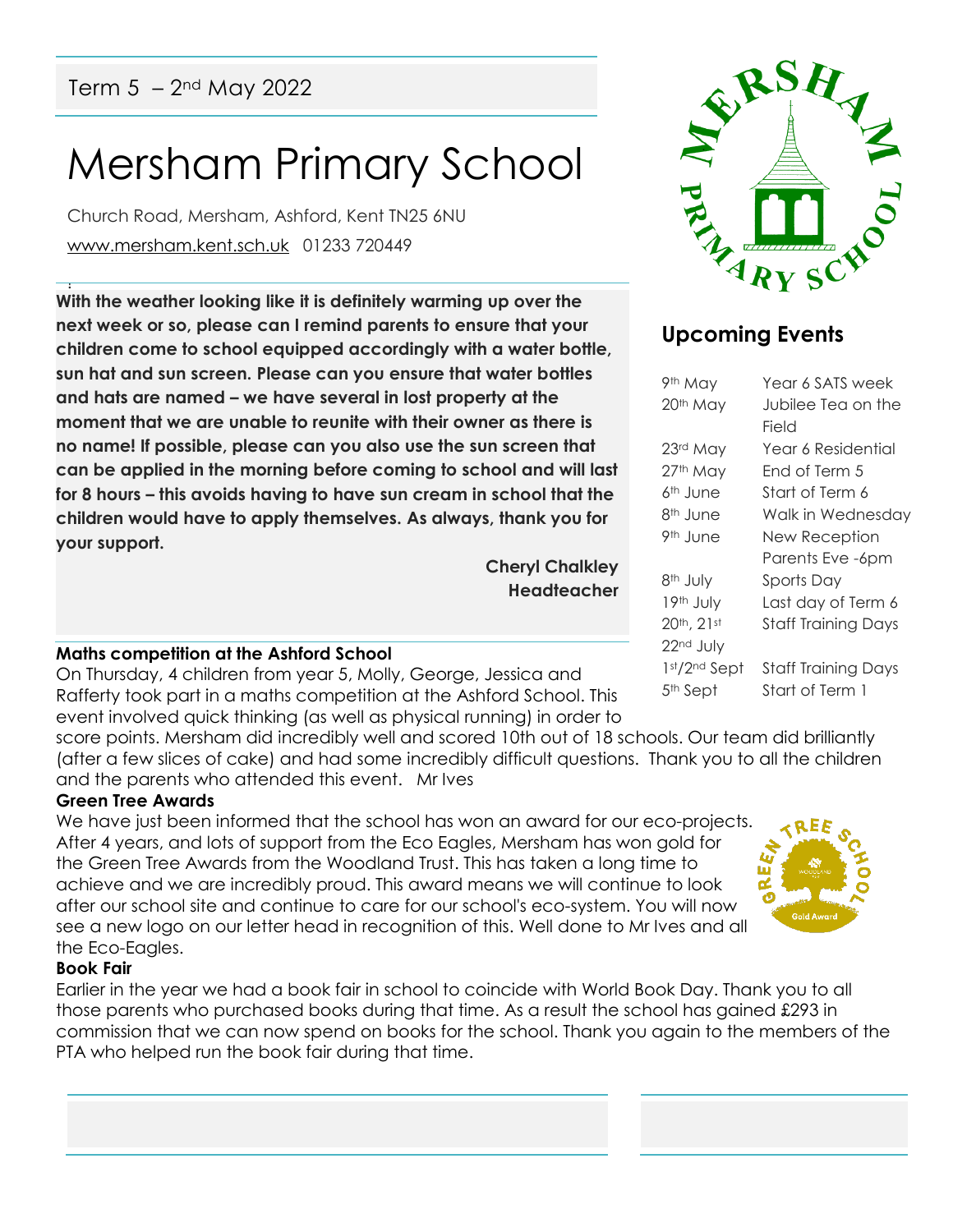Term 5 – 2nd May 2022

# Mersham Primary School

Church Road, Mersham, Ashford, Kent TN25 6NU

www.mersham.kent.sch.uk 01233 720449

**With the weather looking like it is definitely warming up over the next week or so, please can I remind parents to ensure that your children come to school equipped accordingly with a water bottle, sun hat and sun screen. Please can you ensure that water bottles and hats are named – we have several in lost property at the moment that we are unable to reunite with their owner as there is no name! If possible, please can you also use the sun screen that can be applied in the morning before coming to school and will last for 8 hours – this avoids having to have sun cream in school that the children would have to apply themselves. As always, thank you for your support.**

**Cheryl Chalkley**
**Headteacher**

## Upcoming Events

| | |
|---|---|
| 9th May | Year 6 SATS week |
| 20th May | Jubilee Tea on the Field |
| 23rd May | Year 6 Residential |
| 27th May | End of Term 5 |
| 6th June | Start of Term 6 |
| 8th June | Walk in Wednesday |
| 9th June | New Reception Parents Eve -6pm |
| 8th July | Sports Day |
| 19th July | Last day of Term 6 |
| 20th, 21st 22nd July | Staff Training Days |
| 1st/2nd Sept | Staff Training Days |
| 5th Sept | Start of Term 1 |

**Maths competition at the Ashford School**

On Thursday, 4 children from year 5, Molly, George, Jessica and Rafferty took part in a maths competition at the Ashford School. This event involved quick thinking (as well as physical running) in order to score points. Mersham did incredibly well and scored 10th out of 18 schools. Our team did brilliantly (after a few slices of cake) and had some incredibly difficult questions. Thank you to all the children and the parents who attended this event. Mr Ives

**Green Tree Awards**

We have just been informed that the school has won an award for our eco-projects. After 4 years, and lots of support from the Eco Eagles, Mersham has won gold for the Green Tree Awards from the Woodland Trust. This has taken a long time to achieve and we are incredibly proud. This award means we will continue to look after our school site and continue to care for our school's eco-system. You will now see a new logo on our letter head in recognition of this. Well done to Mr Ives and all the Eco-Eagles.

**Book Fair**

Earlier in the year we had a book fair in school to coincide with World Book Day. Thank you to all those parents who purchased books during that time. As a result the school has gained £293 in commission that we can now spend on books for the school. Thank you again to the members of the PTA who helped run the book fair during that time.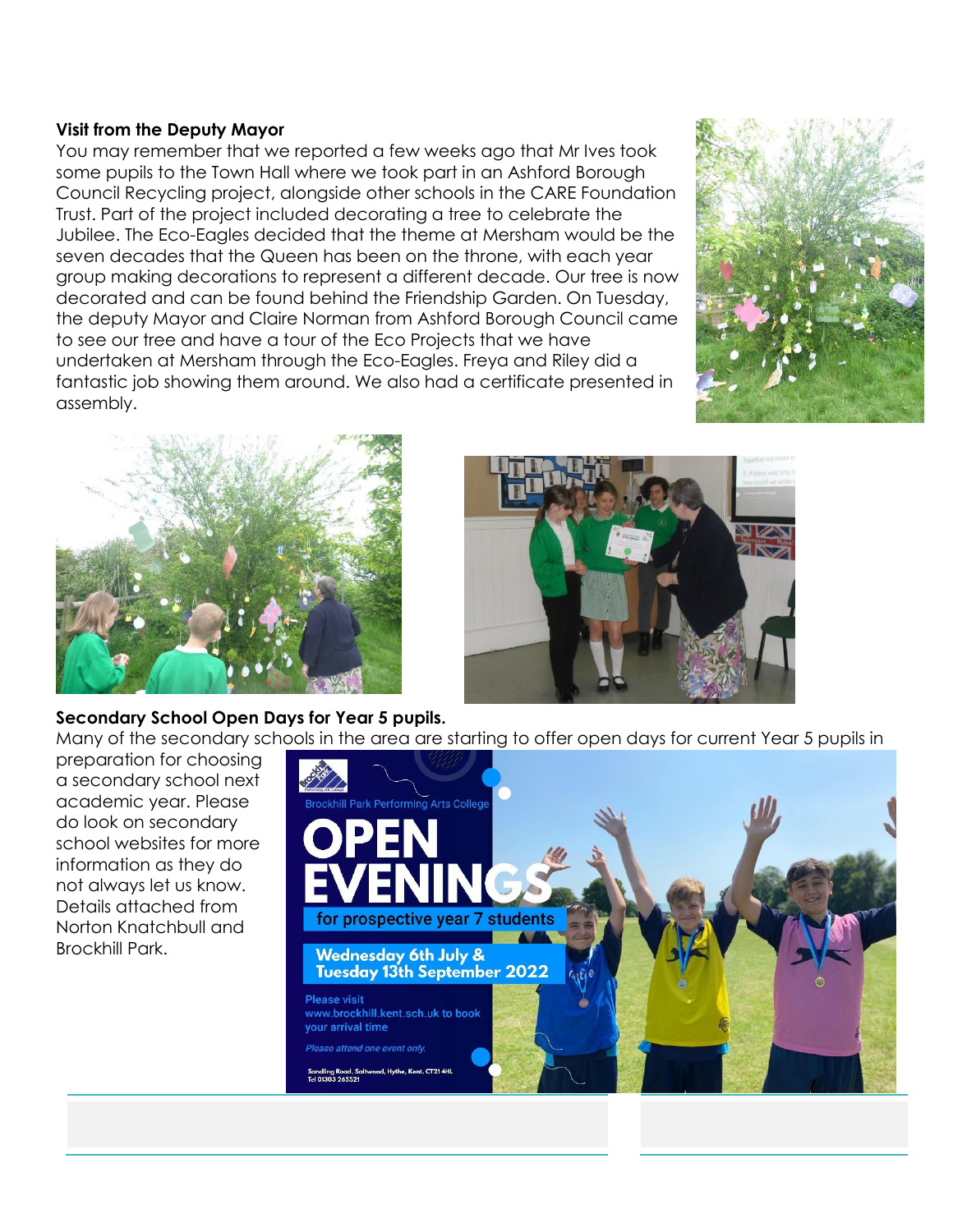**Visit from the Deputy Mayor**

You may remember that we reported a few weeks ago that Mr Ives took some pupils to the Town Hall where we took part in an Ashford Borough Council Recycling project, alongside other schools in the CARE Foundation Trust. Part of the project included decorating a tree to celebrate the Jubilee. The Eco-Eagles decided that the theme at Mersham would be the seven decades that the Queen has been on the throne, with each year group making decorations to represent a different decade. Our tree is now decorated and can be found behind the Friendship Garden. On Tuesday, the deputy Mayor and Claire Norman from Ashford Borough Council came to see our tree and have a tour of the Eco Projects that we have undertaken at Mersham through the Eco-Eagles. Freya and Riley did a fantastic job showing them around. We also had a certificate presented in assembly.

**Secondary School Open Days for Year 5 pupils.**

Many of the secondary schools in the area are starting to offer open days for current Year 5 pupils in preparation for choosing a secondary school next academic year. Please do look on secondary school websites for more information as they do not always let us know. Details attached from Norton Knatchbull and Brockhill Park.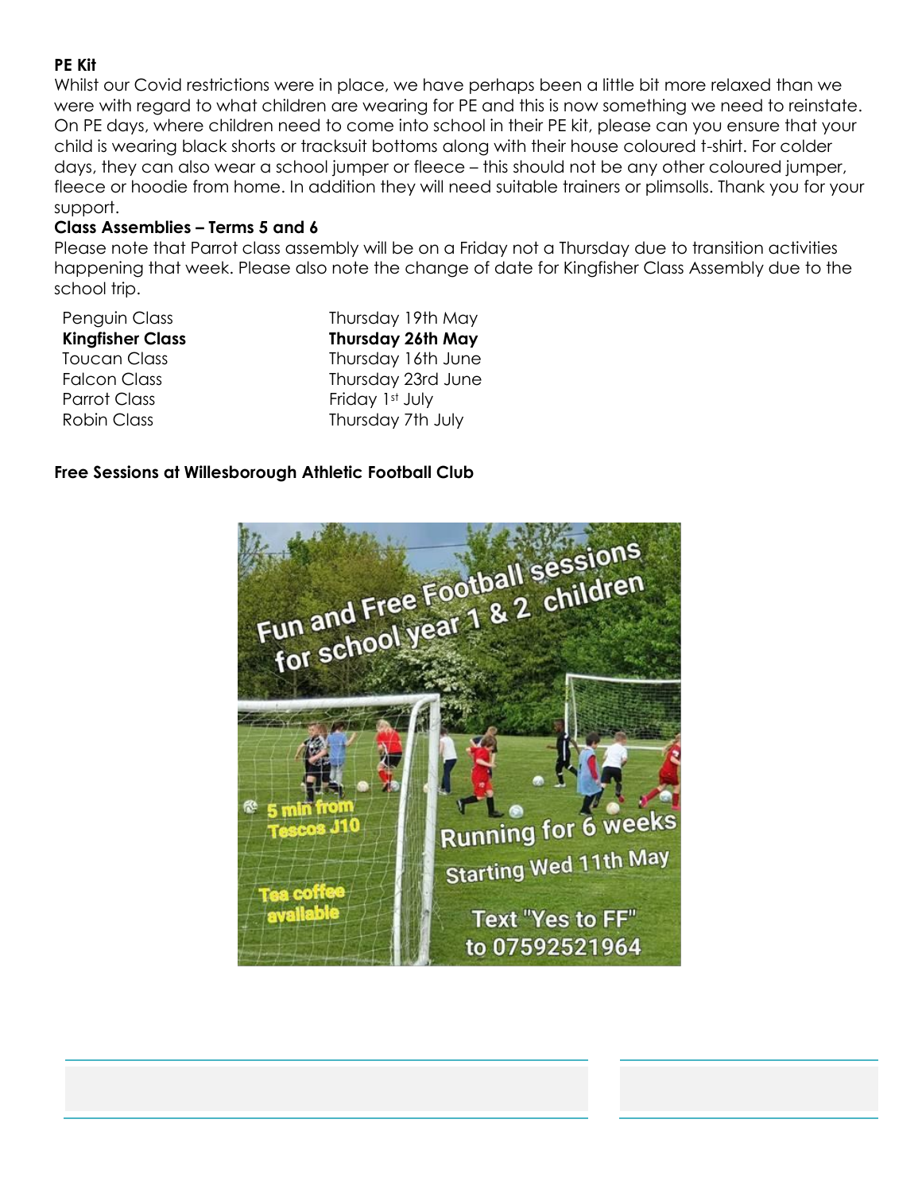**PE Kit**

Whilst our Covid restrictions were in place, we have perhaps been a little bit more relaxed than we were with regard to what children are wearing for PE and this is now something we need to reinstate. On PE days, where children need to come into school in their PE kit, please can you ensure that your child is wearing black shorts or tracksuit bottoms along with their house coloured t-shirt. For colder days, they can also wear a school jumper or fleece – this should not be any other coloured jumper, fleece or hoodie from home. In addition they will need suitable trainers or plimsolls. Thank you for your support.

**Class Assemblies – Terms 5 and 6**

Please note that Parrot class assembly will be on a Friday not a Thursday due to transition activities happening that week. Please also note the change of date for Kingfisher Class Assembly due to the school trip.

| | |
|---|---|
| Penguin Class | Thursday 19th May |
| **Kingfisher Class** | **Thursday 26th May** |
| Toucan Class | Thursday 16th June |
| Falcon Class | Thursday 23rd June |
| Parrot Class | Friday 1st July |
| Robin Class | Thursday 7th July |

**Free Sessions at Willesborough Athletic Football Club**

Fun and Free Football sessions for school year 1 & 2 children

5 min from Tescos J10

Tea coffee available

Running for 6 weeks

Starting Wed 11th May

Text "Yes to FF" to 07592521964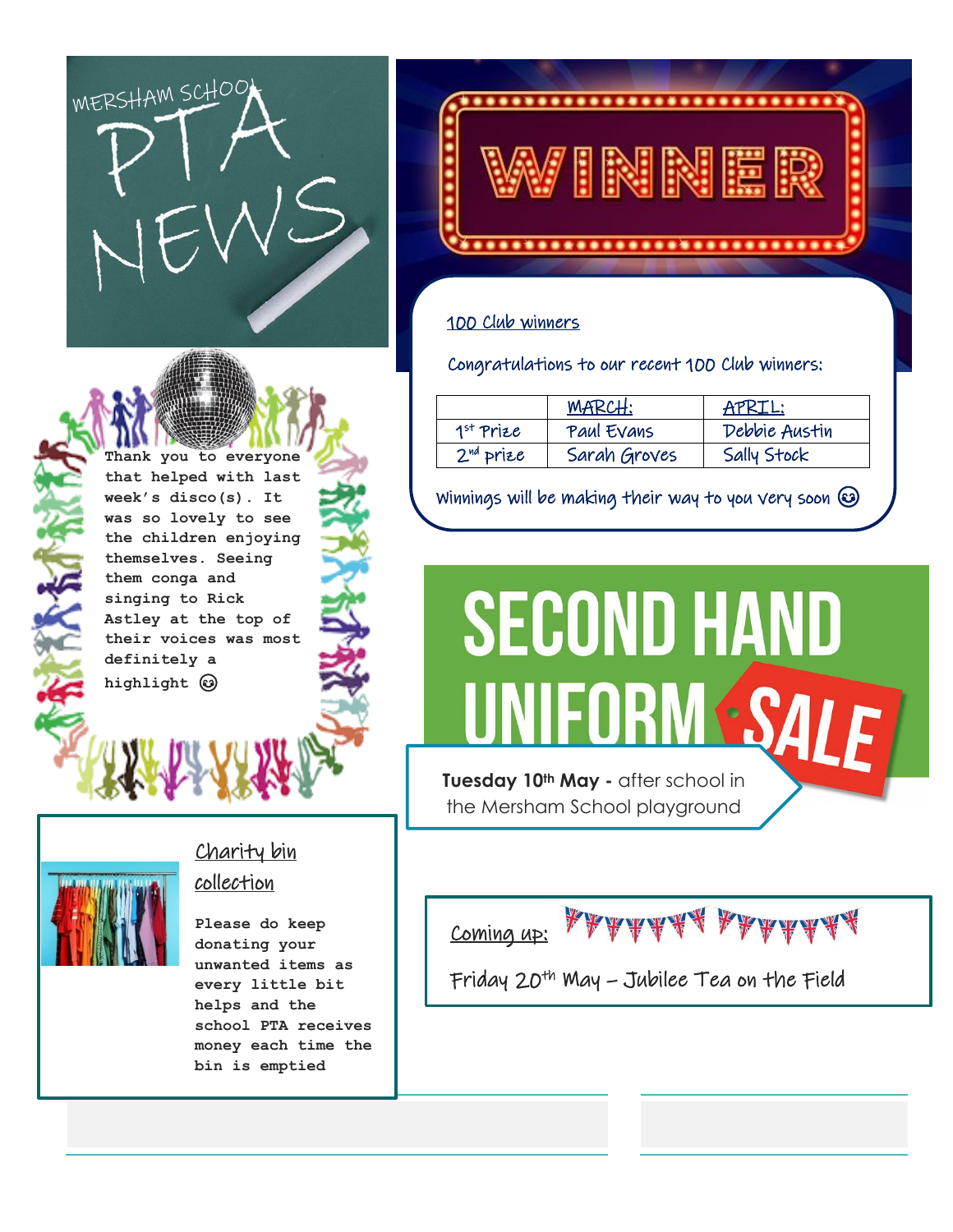# MERSHAM SCHOOL PTA NEWS

# WINNER

## 100 Club winners

Congratulations to our recent 100 Club winners:

| | MARCH: | APRIL: |
|---|---|---|
| 1st Prize | Paul Evans | Debbie Austin |
| 2nd prize | Sarah Groves | Sally Stock |

Winnings will be making their way to you very soon ☺

Thank you to everyone that helped with last week's disco(s). It was so lovely to see the children enjoying themselves. Seeing them conga and singing to Rick Astley at the top of their voices was most definitely a highlight ☺

# SECOND HAND UNIFORM SALE

**Tuesday 10th May -** after school in the Mersham School playground

## Charity bin collection

Please do keep donating your unwanted items as every little bit helps and the school PTA receives money each time the bin is emptied

## Coming up:

Friday 20th May – Jubilee Tea on the Field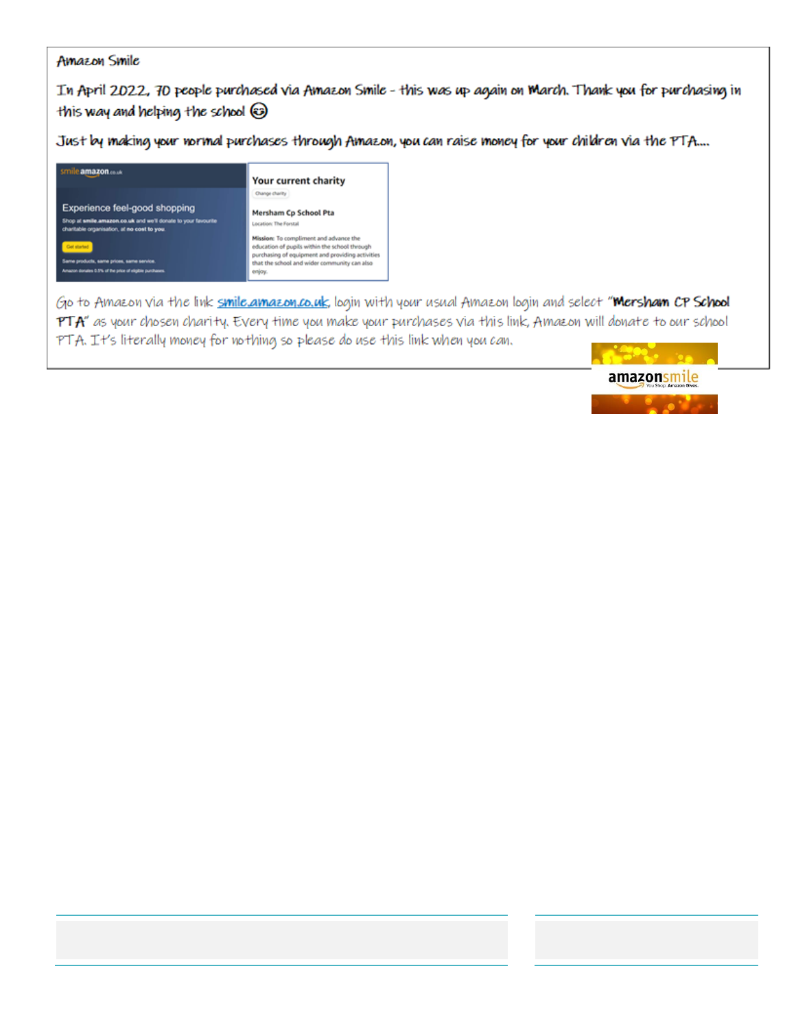Amazon Smile

In April 2022, 70 people purchased via Amazon Smile - this was up again on March. Thank you for purchasing in this way and helping the school 😊

Just by making your normal purchases through Amazon, you can raise money for your children via the PTA....

Go to Amazon via the link smile.amazon.co.uk, login with your usual Amazon login and select "**Mersham CP School PTA**" as your chosen charity. Every time you make your purchases via this link, Amazon will donate to our school PTA. It's literally money for nothing so please do use this link when you can.